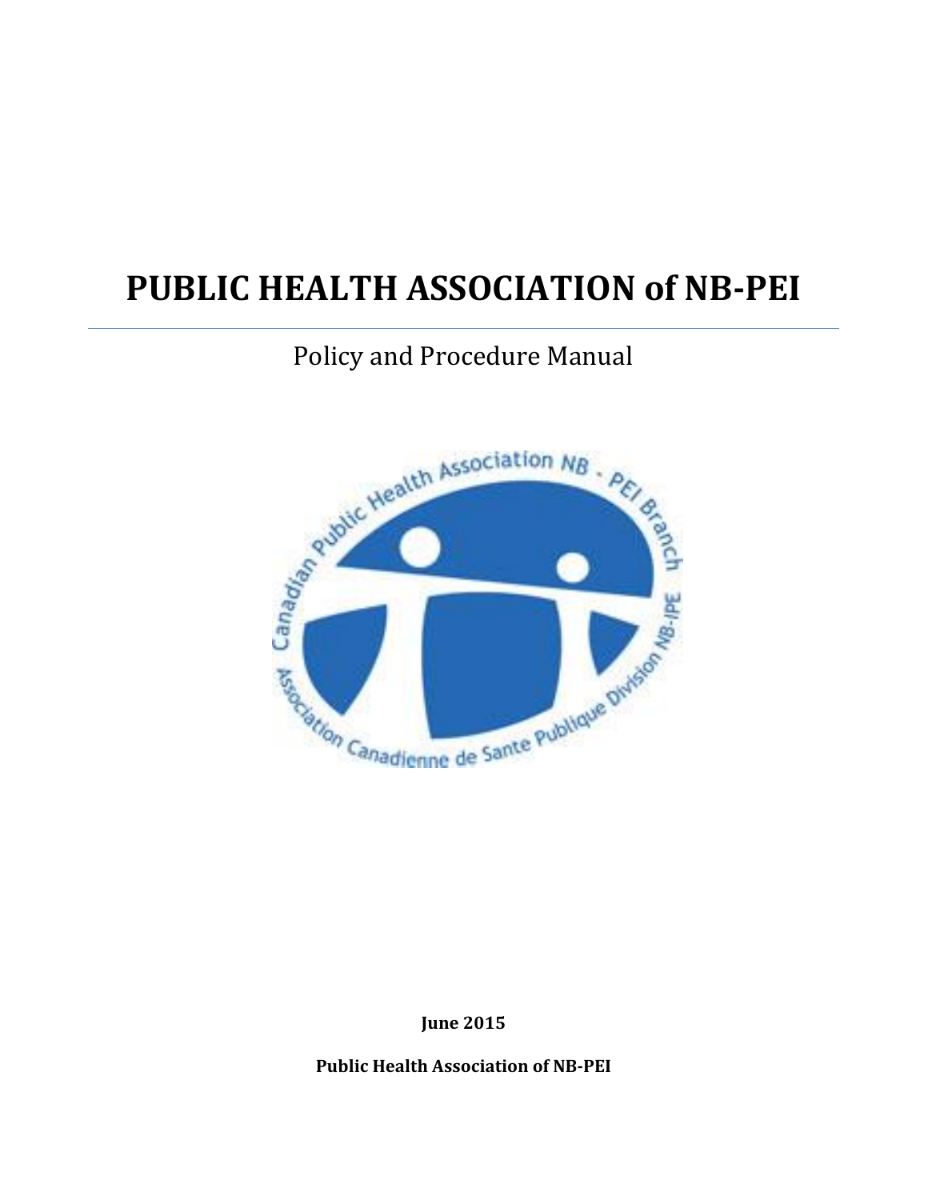# PUBLIC HEALTH ASSOCIATION of NB-PEI

Policy and Procedure Manual

**June 2015**

**Public Health Association of NB-PEI**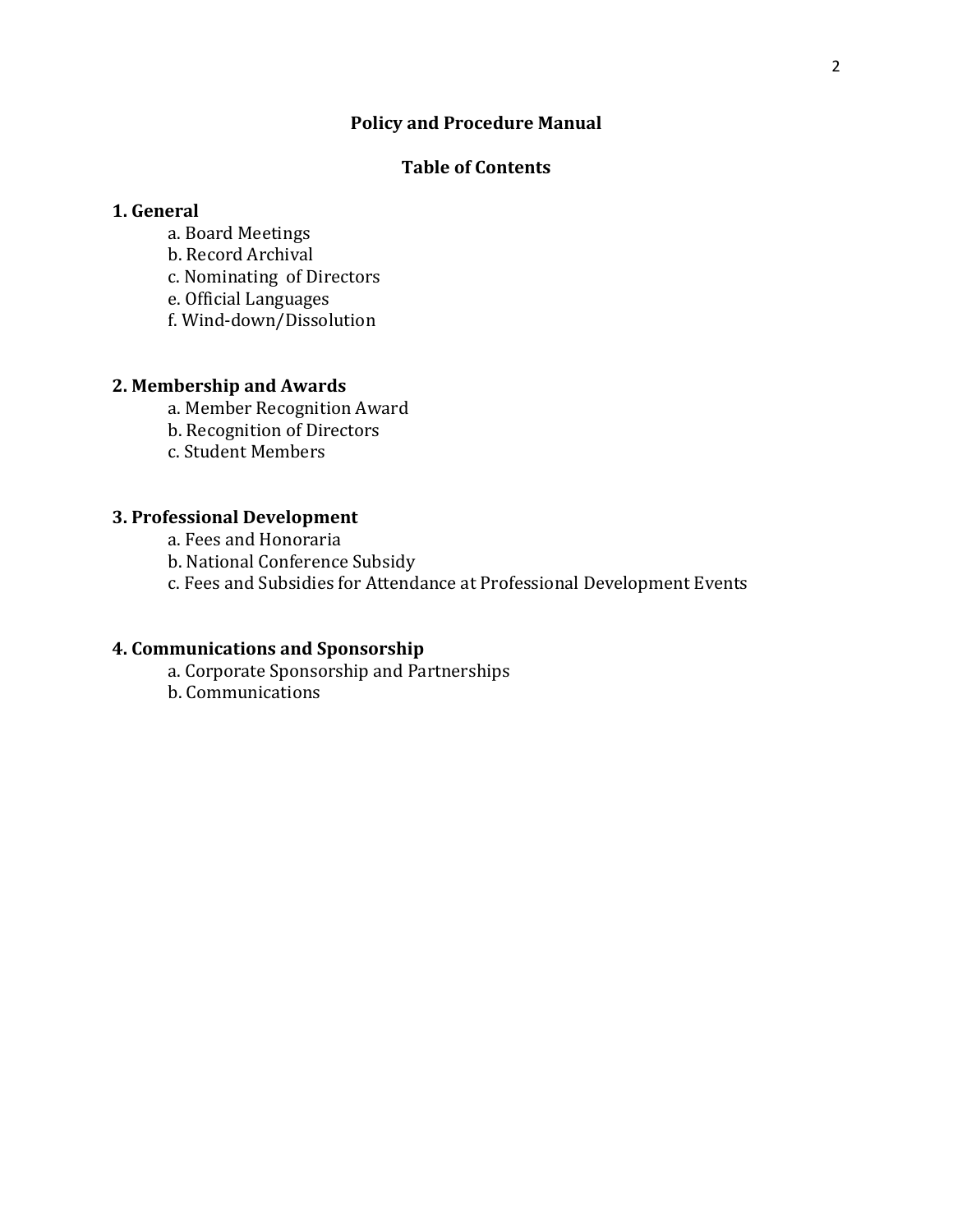# Policy and Procedure Manual

## Table of Contents

**1. General**

- a. Board Meetings
- b. Record Archival
- c. Nominating of Directors
- e. Official Languages
- f. Wind-down/Dissolution

**2. Membership and Awards**

- a. Member Recognition Award
- b. Recognition of Directors
- c. Student Members

**3. Professional Development**

- a. Fees and Honoraria
- b. National Conference Subsidy
- c. Fees and Subsidies for Attendance at Professional Development Events

**4. Communications and Sponsorship**

- a. Corporate Sponsorship and Partnerships
- b. Communications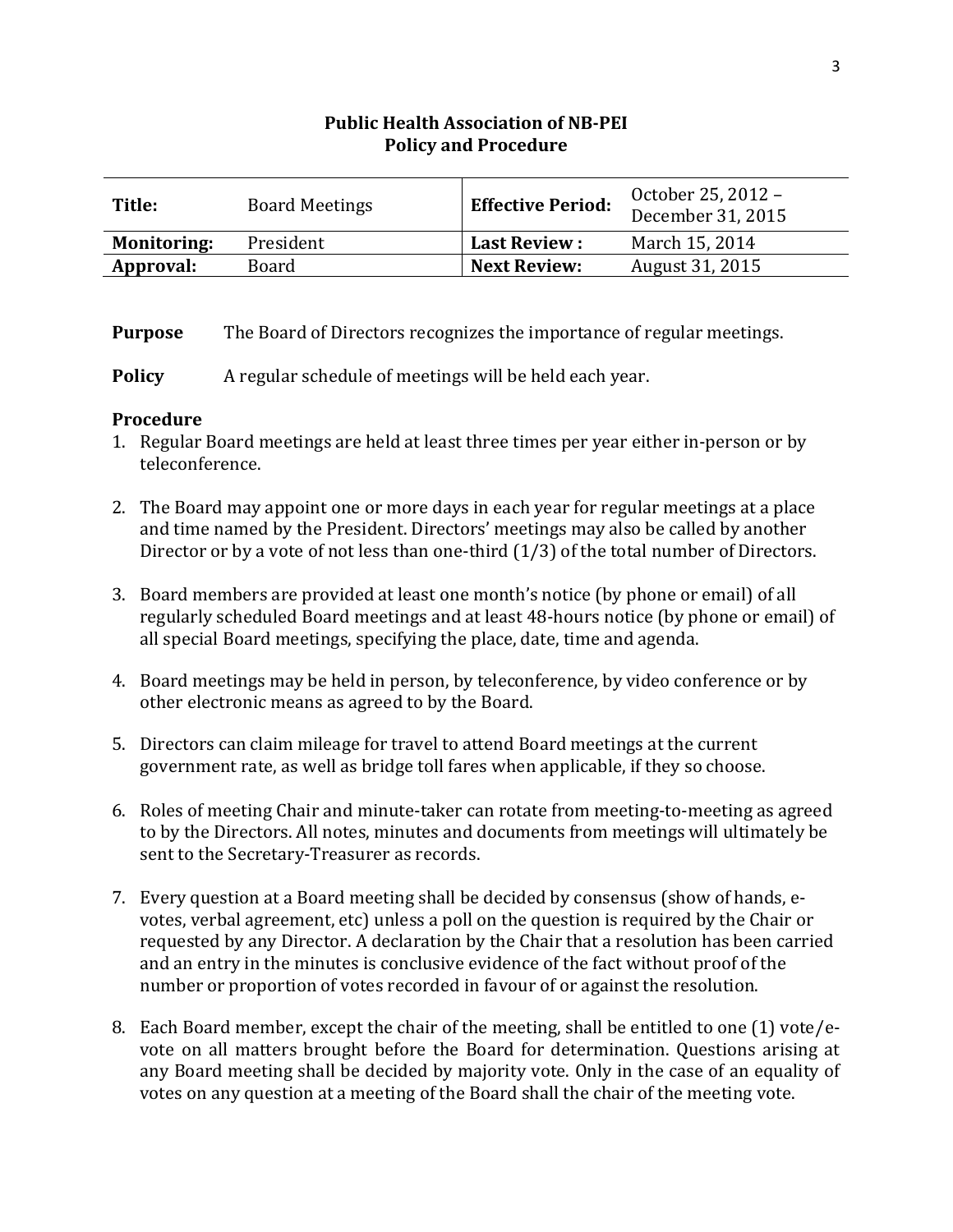**Public Health Association of NB-PEI**
**Policy and Procedure**

| **Title:** | Board Meetings | **Effective Period:** | October 25, 2012 – December 31, 2015 |
|---|---|---|---|
| **Monitoring:** | President | **Last Review :** | March 15, 2014 |
| **Approval:** | Board | **Next Review:** | August 31, 2015 |

**Purpose** The Board of Directors recognizes the importance of regular meetings.

**Policy** A regular schedule of meetings will be held each year.

**Procedure**

1. Regular Board meetings are held at least three times per year either in-person or by teleconference.

2. The Board may appoint one or more days in each year for regular meetings at a place and time named by the President. Directors' meetings may also be called by another Director or by a vote of not less than one-third (1/3) of the total number of Directors.

3. Board members are provided at least one month's notice (by phone or email) of all regularly scheduled Board meetings and at least 48-hours notice (by phone or email) of all special Board meetings, specifying the place, date, time and agenda.

4. Board meetings may be held in person, by teleconference, by video conference or by other electronic means as agreed to by the Board.

5. Directors can claim mileage for travel to attend Board meetings at the current government rate, as well as bridge toll fares when applicable, if they so choose.

6. Roles of meeting Chair and minute-taker can rotate from meeting-to-meeting as agreed to by the Directors. All notes, minutes and documents from meetings will ultimately be sent to the Secretary-Treasurer as records.

7. Every question at a Board meeting shall be decided by consensus (show of hands, e-votes, verbal agreement, etc) unless a poll on the question is required by the Chair or requested by any Director. A declaration by the Chair that a resolution has been carried and an entry in the minutes is conclusive evidence of the fact without proof of the number or proportion of votes recorded in favour of or against the resolution.

8. Each Board member, except the chair of the meeting, shall be entitled to one (1) vote/e-vote on all matters brought before the Board for determination. Questions arising at any Board meeting shall be decided by majority vote. Only in the case of an equality of votes on any question at a meeting of the Board shall the chair of the meeting vote.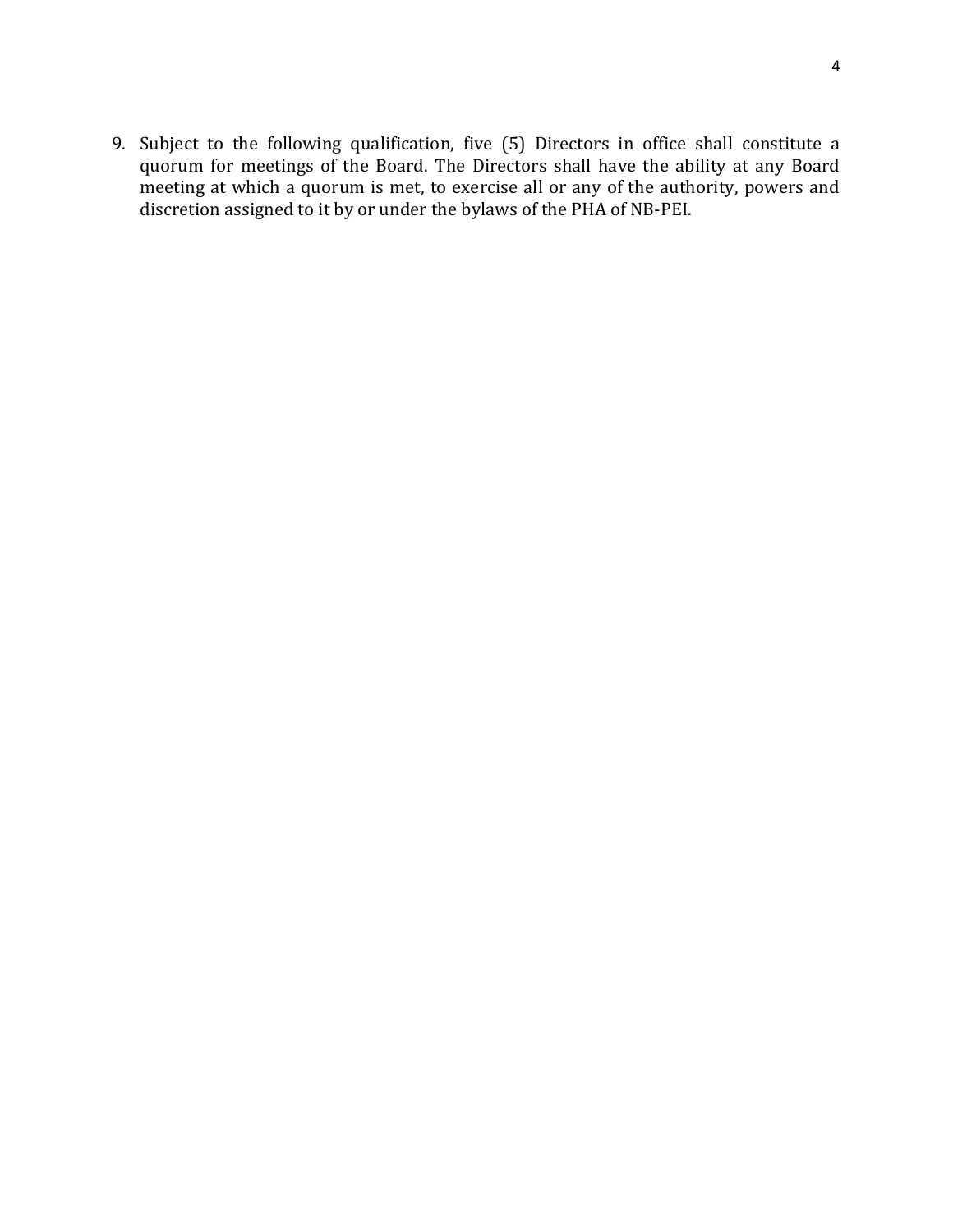9. Subject to the following qualification, five (5) Directors in office shall constitute a quorum for meetings of the Board. The Directors shall have the ability at any Board meeting at which a quorum is met, to exercise all or any of the authority, powers and discretion assigned to it by or under the bylaws of the PHA of NB-PEI.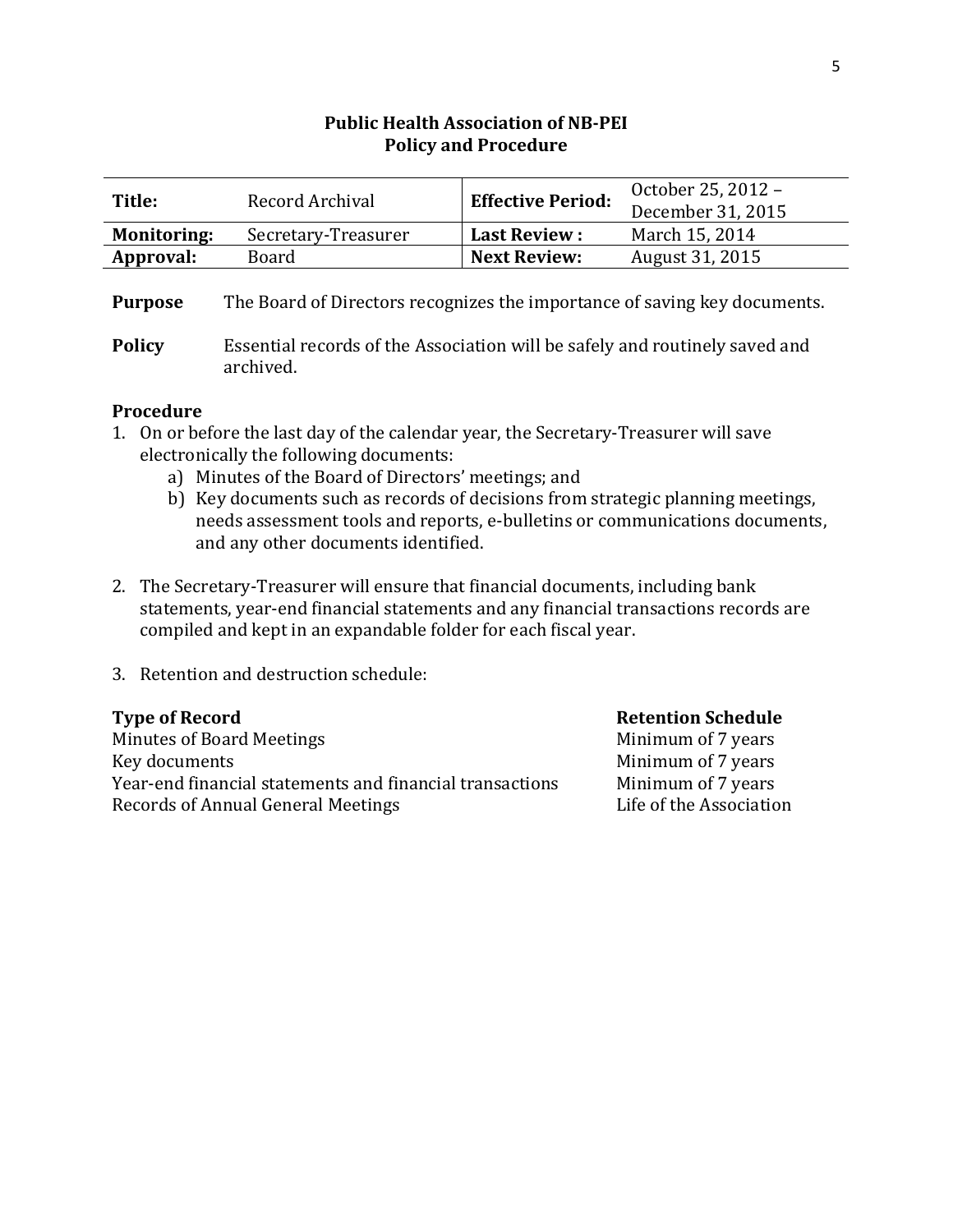**Public Health Association of NB-PEI**
**Policy and Procedure**

| **Title:** | Record Archival | **Effective Period:** | October 25, 2012 – December 31, 2015 |
|---|---|---|---|
| **Monitoring:** | Secretary-Treasurer | **Last Review :** | March 15, 2014 |
| **Approval:** | Board | **Next Review:** | August 31, 2015 |

**Purpose** The Board of Directors recognizes the importance of saving key documents.

**Policy** Essential records of the Association will be safely and routinely saved and archived.

**Procedure**

1. On or before the last day of the calendar year, the Secretary-Treasurer will save electronically the following documents:
   a) Minutes of the Board of Directors' meetings; and
   b) Key documents such as records of decisions from strategic planning meetings, needs assessment tools and reports, e-bulletins or communications documents, and any other documents identified.

2. The Secretary-Treasurer will ensure that financial documents, including bank statements, year-end financial statements and any financial transactions records are compiled and kept in an expandable folder for each fiscal year.

3. Retention and destruction schedule:

| **Type of Record** | **Retention Schedule** |
|---|---|
| Minutes of Board Meetings | Minimum of 7 years |
| Key documents | Minimum of 7 years |
| Year-end financial statements and financial transactions | Minimum of 7 years |
| Records of Annual General Meetings | Life of the Association |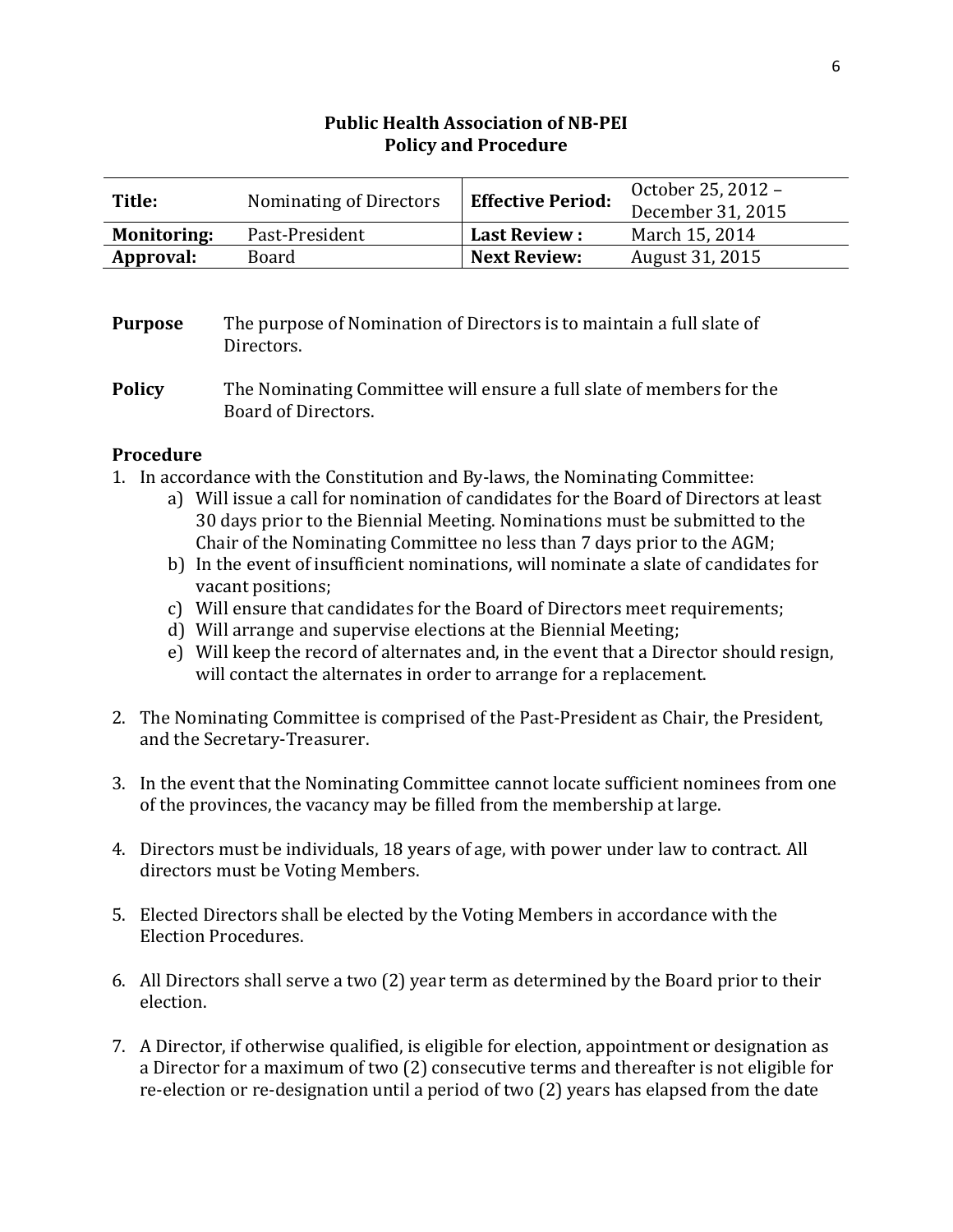**Public Health Association of NB-PEI**
**Policy and Procedure**

| **Title:** | Nominating of Directors | **Effective Period:** | October 25, 2012 – December 31, 2015 |
|---|---|---|---|
| **Monitoring:** | Past-President | **Last Review :** | March 15, 2014 |
| **Approval:** | Board | **Next Review:** | August 31, 2015 |

**Purpose** The purpose of Nomination of Directors is to maintain a full slate of Directors.

**Policy** The Nominating Committee will ensure a full slate of members for the Board of Directors.

**Procedure**

1. In accordance with the Constitution and By-laws, the Nominating Committee:
    a) Will issue a call for nomination of candidates for the Board of Directors at least 30 days prior to the Biennial Meeting. Nominations must be submitted to the Chair of the Nominating Committee no less than 7 days prior to the AGM;
    b) In the event of insufficient nominations, will nominate a slate of candidates for vacant positions;
    c) Will ensure that candidates for the Board of Directors meet requirements;
    d) Will arrange and supervise elections at the Biennial Meeting;
    e) Will keep the record of alternates and, in the event that a Director should resign, will contact the alternates in order to arrange for a replacement.

2. The Nominating Committee is comprised of the Past-President as Chair, the President, and the Secretary-Treasurer.

3. In the event that the Nominating Committee cannot locate sufficient nominees from one of the provinces, the vacancy may be filled from the membership at large.

4. Directors must be individuals, 18 years of age, with power under law to contract. All directors must be Voting Members.

5. Elected Directors shall be elected by the Voting Members in accordance with the Election Procedures.

6. All Directors shall serve a two (2) year term as determined by the Board prior to their election.

7. A Director, if otherwise qualified, is eligible for election, appointment or designation as a Director for a maximum of two (2) consecutive terms and thereafter is not eligible for re-election or re-designation until a period of two (2) years has elapsed from the date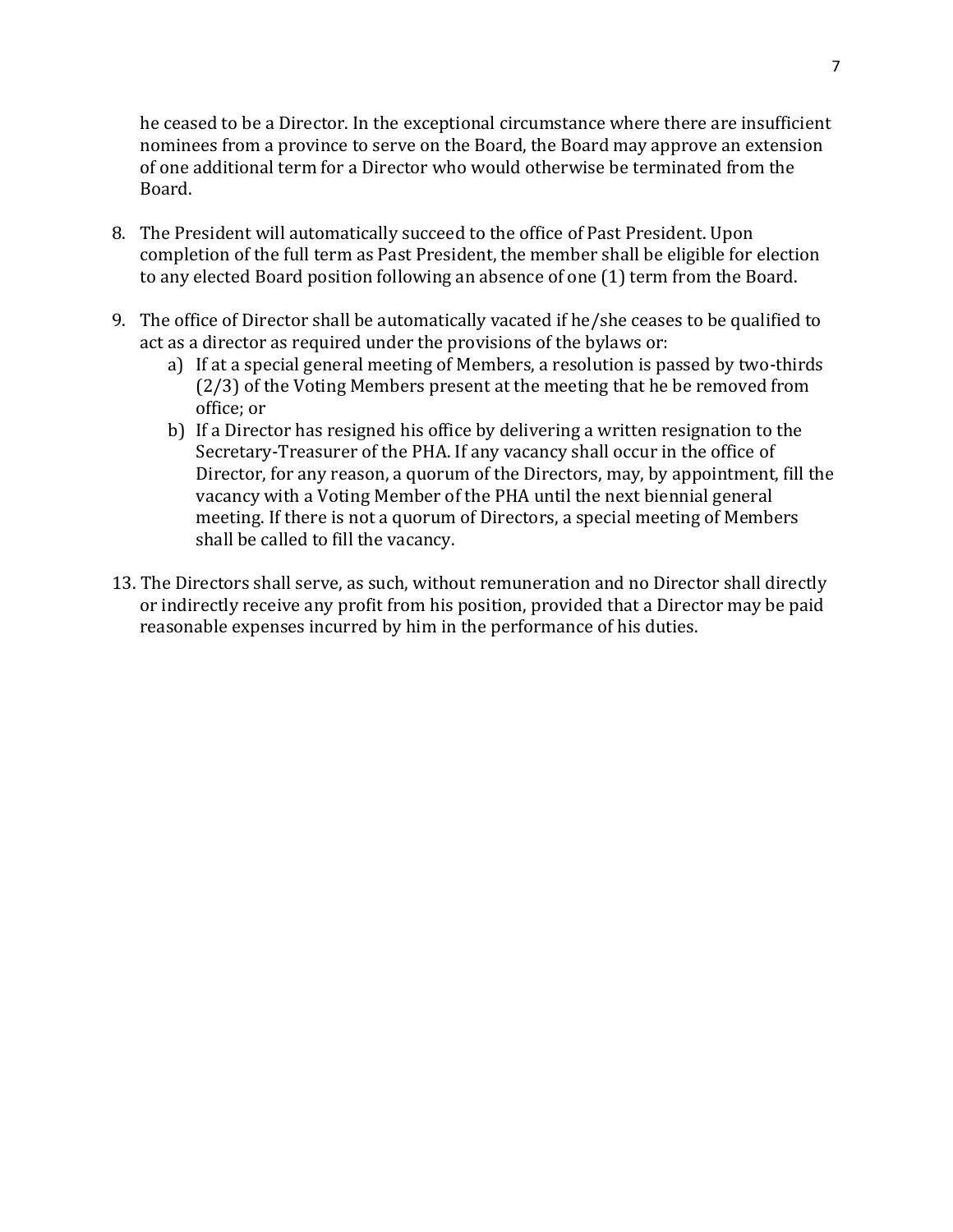he ceased to be a Director. In the exceptional circumstance where there are insufficient nominees from a province to serve on the Board, the Board may approve an extension of one additional term for a Director who would otherwise be terminated from the Board.

8. The President will automatically succeed to the office of Past President. Upon completion of the full term as Past President, the member shall be eligible for election to any elected Board position following an absence of one (1) term from the Board.

9. The office of Director shall be automatically vacated if he/she ceases to be qualified to act as a director as required under the provisions of the bylaws or:
   a) If at a special general meeting of Members, a resolution is passed by two-thirds (2/3) of the Voting Members present at the meeting that he be removed from office; or
   b) If a Director has resigned his office by delivering a written resignation to the Secretary-Treasurer of the PHA. If any vacancy shall occur in the office of Director, for any reason, a quorum of the Directors, may, by appointment, fill the vacancy with a Voting Member of the PHA until the next biennial general meeting. If there is not a quorum of Directors, a special meeting of Members shall be called to fill the vacancy.

13. The Directors shall serve, as such, without remuneration and no Director shall directly or indirectly receive any profit from his position, provided that a Director may be paid reasonable expenses incurred by him in the performance of his duties.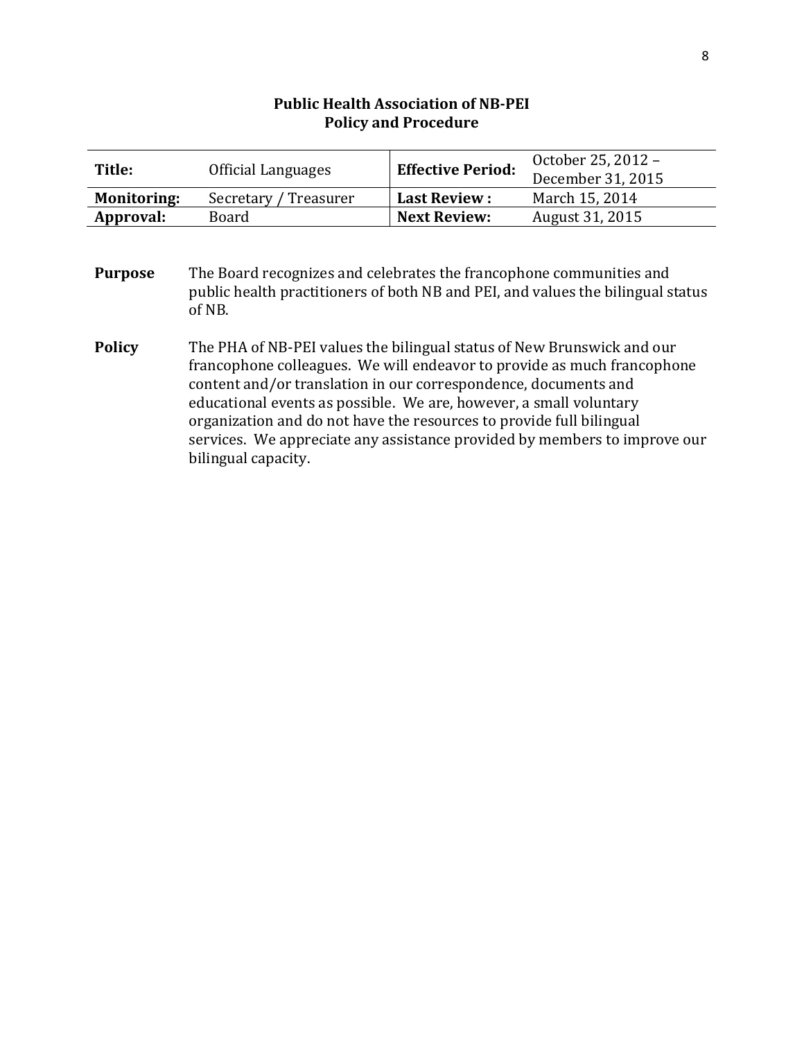**Public Health Association of NB-PEI**
**Policy and Procedure**

| **Title:** | Official Languages | **Effective Period:** | October 25, 2012 – December 31, 2015 |
|---|---|---|---|
| **Monitoring:** | Secretary / Treasurer | **Last Review :** | March 15, 2014 |
| **Approval:** | Board | **Next Review:** | August 31, 2015 |

**Purpose** The Board recognizes and celebrates the francophone communities and public health practitioners of both NB and PEI, and values the bilingual status of NB.

**Policy** The PHA of NB-PEI values the bilingual status of New Brunswick and our francophone colleagues. We will endeavor to provide as much francophone content and/or translation in our correspondence, documents and educational events as possible. We are, however, a small voluntary organization and do not have the resources to provide full bilingual services. We appreciate any assistance provided by members to improve our bilingual capacity.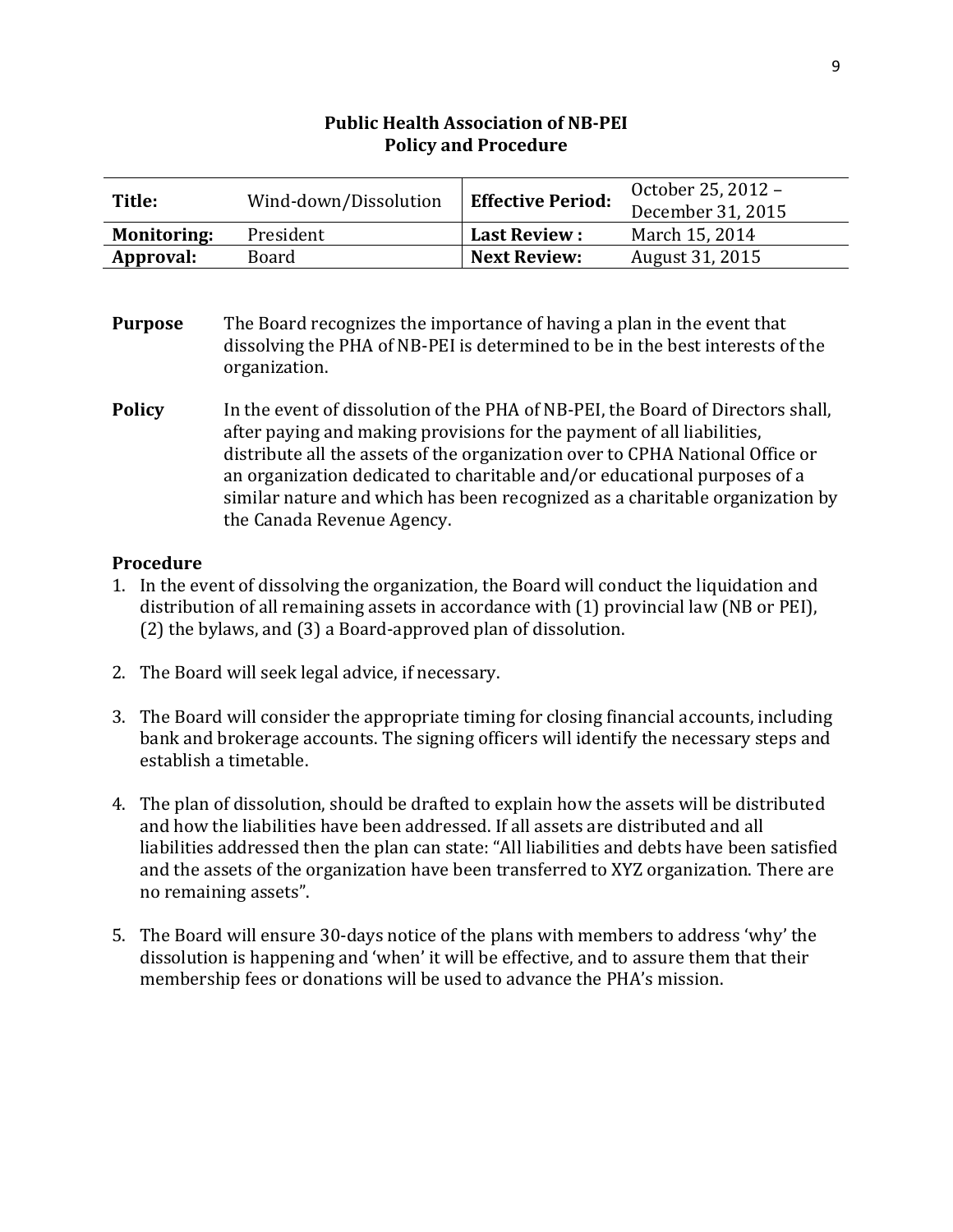## Public Health Association of NB-PEI
## Policy and Procedure

| | | | |
|---|---|---|---|
| **Title:** | Wind-down/Dissolution | **Effective Period:** | October 25, 2012 – December 31, 2015 |
| **Monitoring:** | President | **Last Review :** | March 15, 2014 |
| **Approval:** | Board | **Next Review:** | August 31, 2015 |

**Purpose** The Board recognizes the importance of having a plan in the event that dissolving the PHA of NB-PEI is determined to be in the best interests of the organization.

**Policy** In the event of dissolution of the PHA of NB-PEI, the Board of Directors shall, after paying and making provisions for the payment of all liabilities, distribute all the assets of the organization over to CPHA National Office or an organization dedicated to charitable and/or educational purposes of a similar nature and which has been recognized as a charitable organization by the Canada Revenue Agency.

### Procedure

1. In the event of dissolving the organization, the Board will conduct the liquidation and distribution of all remaining assets in accordance with (1) provincial law (NB or PEI), (2) the bylaws, and (3) a Board-approved plan of dissolution.

2. The Board will seek legal advice, if necessary.

3. The Board will consider the appropriate timing for closing financial accounts, including bank and brokerage accounts. The signing officers will identify the necessary steps and establish a timetable.

4. The plan of dissolution, should be drafted to explain how the assets will be distributed and how the liabilities have been addressed. If all assets are distributed and all liabilities addressed then the plan can state: "All liabilities and debts have been satisfied and the assets of the organization have been transferred to XYZ organization. There are no remaining assets".

5. The Board will ensure 30-days notice of the plans with members to address 'why' the dissolution is happening and 'when' it will be effective, and to assure them that their membership fees or donations will be used to advance the PHA's mission.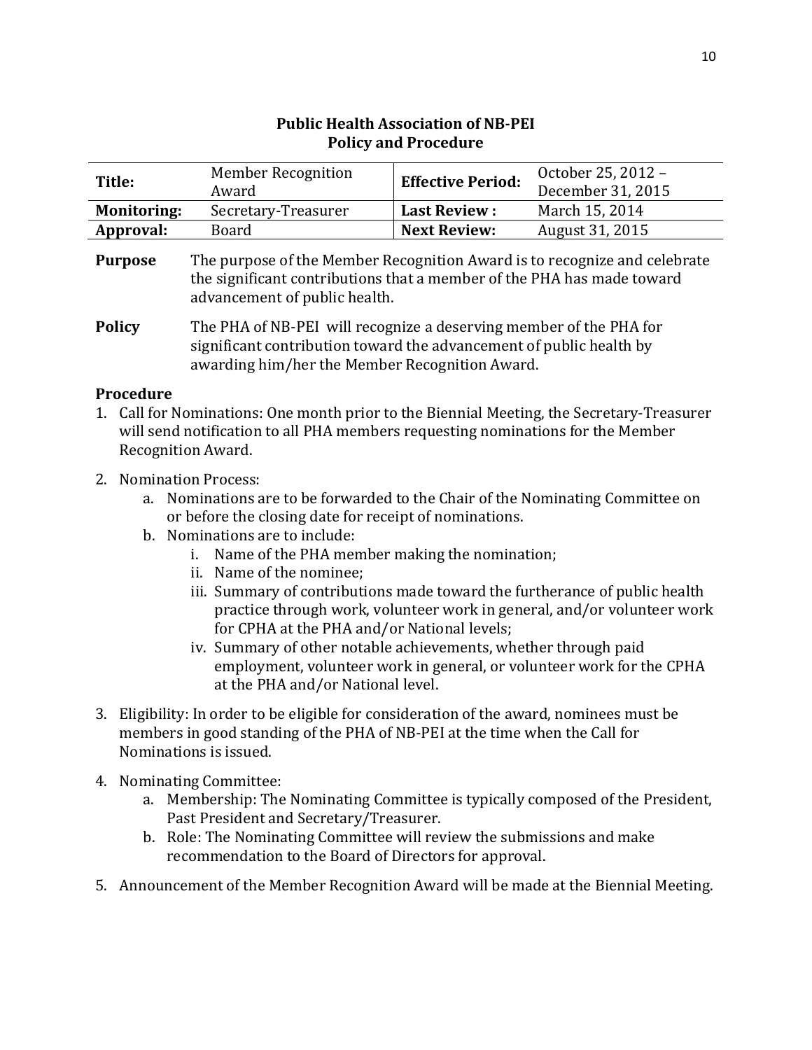# Public Health Association of NB-PEI
## Policy and Procedure

| | | | |
|---|---|---|---|
| **Title:** | Member Recognition Award | **Effective Period:** | October 25, 2012 – December 31, 2015 |
| **Monitoring:** | Secretary-Treasurer | **Last Review :** | March 15, 2014 |
| **Approval:** | Board | **Next Review:** | August 31, 2015 |

**Purpose** The purpose of the Member Recognition Award is to recognize and celebrate the significant contributions that a member of the PHA has made toward advancement of public health.

**Policy** The PHA of NB-PEI will recognize a deserving member of the PHA for significant contribution toward the advancement of public health by awarding him/her the Member Recognition Award.

### Procedure

1. Call for Nominations: One month prior to the Biennial Meeting, the Secretary-Treasurer will send notification to all PHA members requesting nominations for the Member Recognition Award.

2. Nomination Process:
    a. Nominations are to be forwarded to the Chair of the Nominating Committee on or before the closing date for receipt of nominations.
    b. Nominations are to include:
        i. Name of the PHA member making the nomination;
        ii. Name of the nominee;
        iii. Summary of contributions made toward the furtherance of public health practice through work, volunteer work in general, and/or volunteer work for CPHA at the PHA and/or National levels;
        iv. Summary of other notable achievements, whether through paid employment, volunteer work in general, or volunteer work for the CPHA at the PHA and/or National level.

3. Eligibility: In order to be eligible for consideration of the award, nominees must be members in good standing of the PHA of NB-PEI at the time when the Call for Nominations is issued.

4. Nominating Committee:
    a. Membership: The Nominating Committee is typically composed of the President, Past President and Secretary/Treasurer.
    b. Role: The Nominating Committee will review the submissions and make recommendation to the Board of Directors for approval.

5. Announcement of the Member Recognition Award will be made at the Biennial Meeting.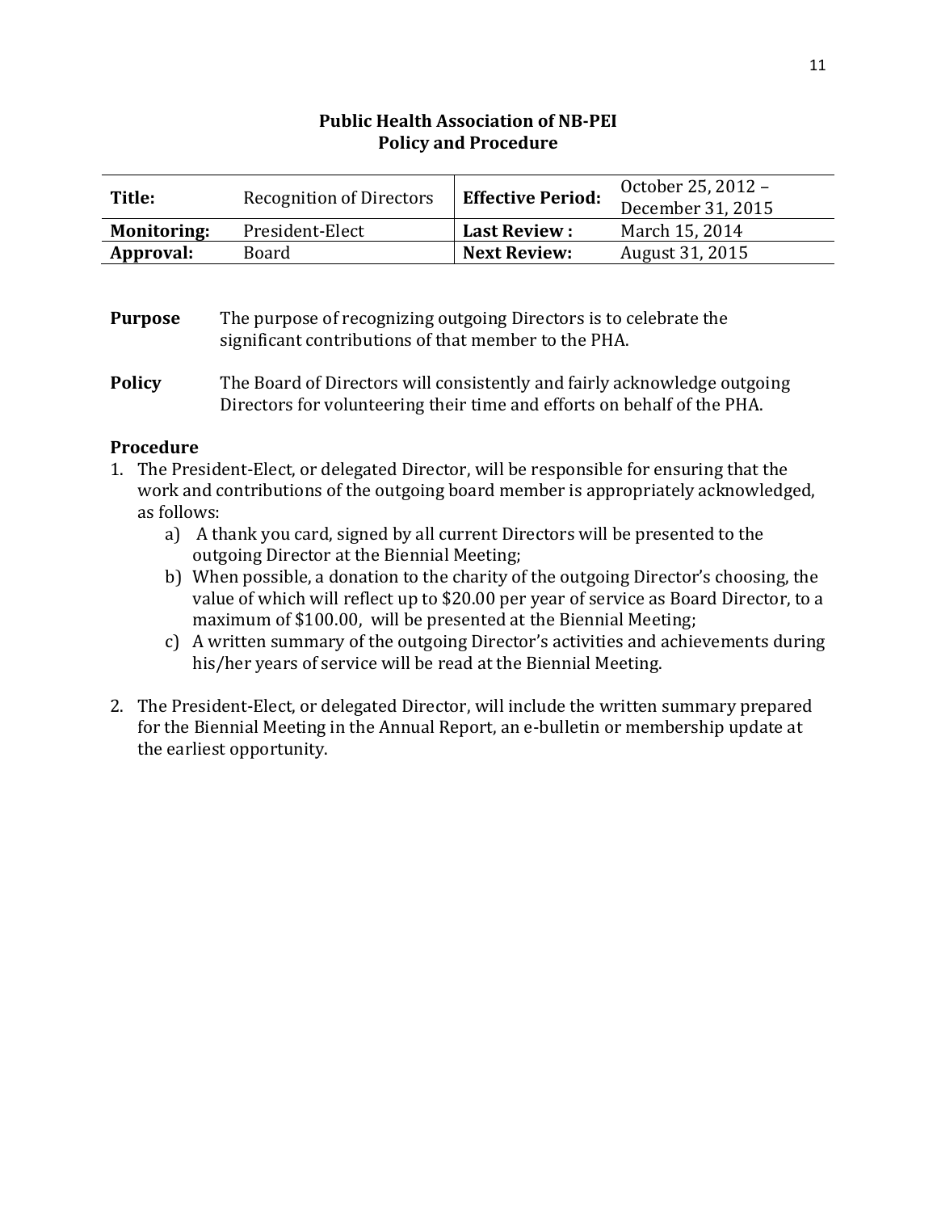**Public Health Association of NB-PEI**
**Policy and Procedure**

| **Title:** | Recognition of Directors | **Effective Period:** | October 25, 2012 – December 31, 2015 |
|---|---|---|---|
| **Monitoring:** | President-Elect | **Last Review :** | March 15, 2014 |
| **Approval:** | Board | **Next Review:** | August 31, 2015 |

**Purpose** The purpose of recognizing outgoing Directors is to celebrate the significant contributions of that member to the PHA.

**Policy** The Board of Directors will consistently and fairly acknowledge outgoing Directors for volunteering their time and efforts on behalf of the PHA.

**Procedure**

1. The President-Elect, or delegated Director, will be responsible for ensuring that the work and contributions of the outgoing board member is appropriately acknowledged, as follows:
   a) A thank you card, signed by all current Directors will be presented to the outgoing Director at the Biennial Meeting;
   b) When possible, a donation to the charity of the outgoing Director's choosing, the value of which will reflect up to $20.00 per year of service as Board Director, to a maximum of $100.00, will be presented at the Biennial Meeting;
   c) A written summary of the outgoing Director's activities and achievements during his/her years of service will be read at the Biennial Meeting.

2. The President-Elect, or delegated Director, will include the written summary prepared for the Biennial Meeting in the Annual Report, an e-bulletin or membership update at the earliest opportunity.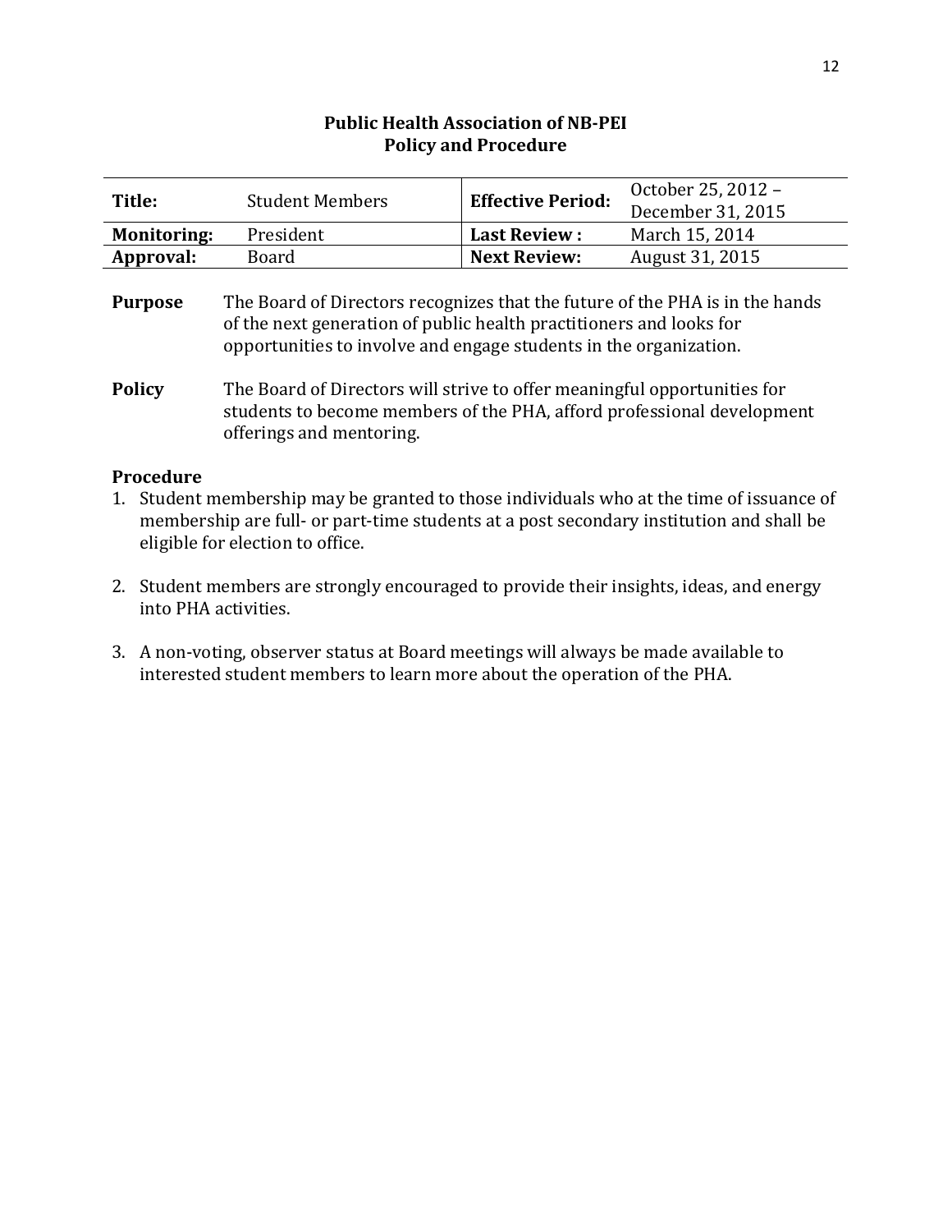**Public Health Association of NB-PEI**
**Policy and Procedure**

| **Title:** | Student Members | **Effective Period:** | October 25, 2012 – December 31, 2015 |
|---|---|---|---|
| **Monitoring:** | President | **Last Review :** | March 15, 2014 |
| **Approval:** | Board | **Next Review:** | August 31, 2015 |

**Purpose** The Board of Directors recognizes that the future of the PHA is in the hands of the next generation of public health practitioners and looks for opportunities to involve and engage students in the organization.

**Policy** The Board of Directors will strive to offer meaningful opportunities for students to become members of the PHA, afford professional development offerings and mentoring.

**Procedure**

1. Student membership may be granted to those individuals who at the time of issuance of membership are full- or part-time students at a post secondary institution and shall be eligible for election to office.

2. Student members are strongly encouraged to provide their insights, ideas, and energy into PHA activities.

3. A non-voting, observer status at Board meetings will always be made available to interested student members to learn more about the operation of the PHA.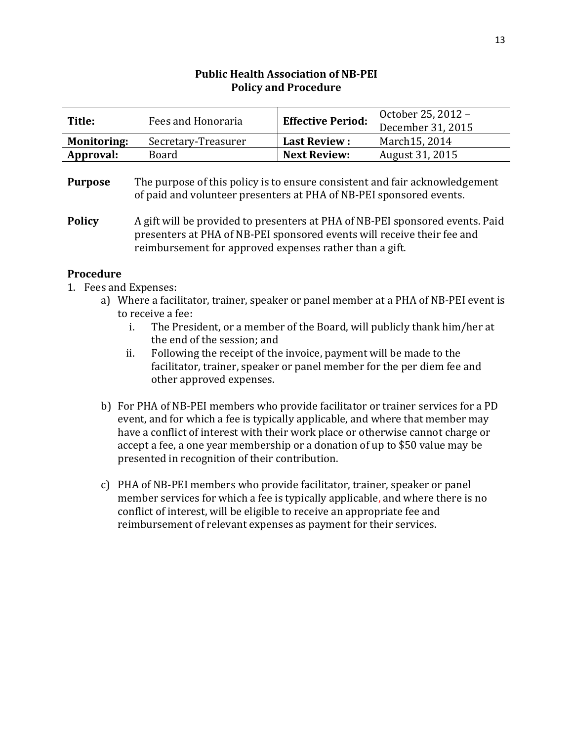**Public Health Association of NB-PEI**
**Policy and Procedure**

| **Title:** | Fees and Honoraria | **Effective Period:** | October 25, 2012 – December 31, 2015 |
|---|---|---|---|
| **Monitoring:** | Secretary-Treasurer | **Last Review :** | March15, 2014 |
| **Approval:** | Board | **Next Review:** | August 31, 2015 |

**Purpose** The purpose of this policy is to ensure consistent and fair acknowledgement of paid and volunteer presenters at PHA of NB-PEI sponsored events.

**Policy** A gift will be provided to presenters at PHA of NB-PEI sponsored events. Paid presenters at PHA of NB-PEI sponsored events will receive their fee and reimbursement for approved expenses rather than a gift.

**Procedure**

1. Fees and Expenses:
   a) Where a facilitator, trainer, speaker or panel member at a PHA of NB-PEI event is to receive a fee:
      i. The President, or a member of the Board, will publicly thank him/her at the end of the session; and
      ii. Following the receipt of the invoice, payment will be made to the facilitator, trainer, speaker or panel member for the per diem fee and other approved expenses.

   b) For PHA of NB-PEI members who provide facilitator or trainer services for a PD event, and for which a fee is typically applicable, and where that member may have a conflict of interest with their work place or otherwise cannot charge or accept a fee, a one year membership or a donation of up to $50 value may be presented in recognition of their contribution.

   c) PHA of NB-PEI members who provide facilitator, trainer, speaker or panel member services for which a fee is typically applicable, and where there is no conflict of interest, will be eligible to receive an appropriate fee and reimbursement of relevant expenses as payment for their services.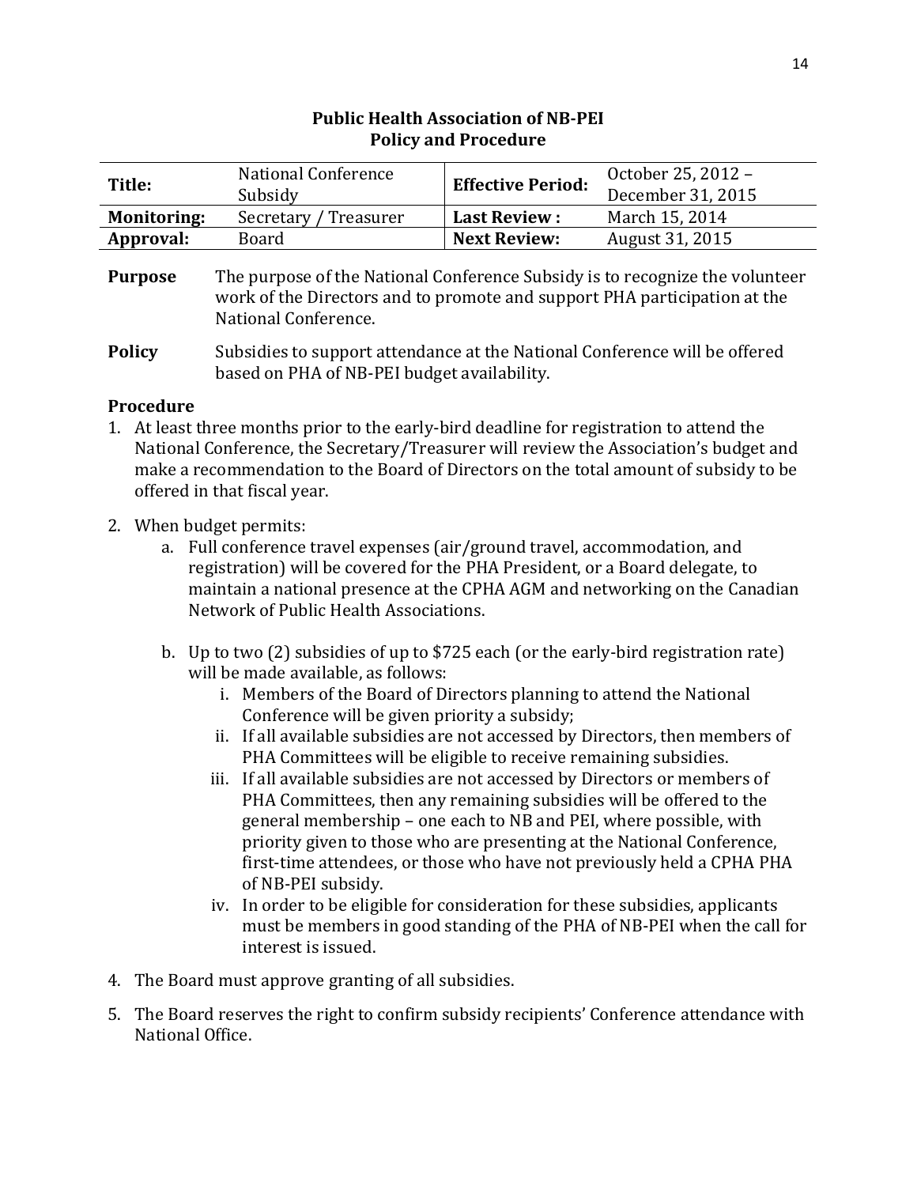**Public Health Association of NB-PEI**
**Policy and Procedure**

| **Title:** | National Conference Subsidy | **Effective Period:** | October 25, 2012 – December 31, 2015 |
|---|---|---|---|
| **Monitoring:** | Secretary / Treasurer | **Last Review :** | March 15, 2014 |
| **Approval:** | Board | **Next Review:** | August 31, 2015 |

**Purpose** The purpose of the National Conference Subsidy is to recognize the volunteer work of the Directors and to promote and support PHA participation at the National Conference.

**Policy** Subsidies to support attendance at the National Conference will be offered based on PHA of NB-PEI budget availability.

**Procedure**

1. At least three months prior to the early-bird deadline for registration to attend the National Conference, the Secretary/Treasurer will review the Association's budget and make a recommendation to the Board of Directors on the total amount of subsidy to be offered in that fiscal year.

2. When budget permits:
   a. Full conference travel expenses (air/ground travel, accommodation, and registration) will be covered for the PHA President, or a Board delegate, to maintain a national presence at the CPHA AGM and networking on the Canadian Network of Public Health Associations.

   b. Up to two (2) subsidies of up to $725 each (or the early-bird registration rate) will be made available, as follows:
      i. Members of the Board of Directors planning to attend the National Conference will be given priority a subsidy;
      ii. If all available subsidies are not accessed by Directors, then members of PHA Committees will be eligible to receive remaining subsidies.
      iii. If all available subsidies are not accessed by Directors or members of PHA Committees, then any remaining subsidies will be offered to the general membership – one each to NB and PEI, where possible, with priority given to those who are presenting at the National Conference, first-time attendees, or those who have not previously held a CPHA PHA of NB-PEI subsidy.
      iv. In order to be eligible for consideration for these subsidies, applicants must be members in good standing of the PHA of NB-PEI when the call for interest is issued.

4. The Board must approve granting of all subsidies.

5. The Board reserves the right to confirm subsidy recipients' Conference attendance with National Office.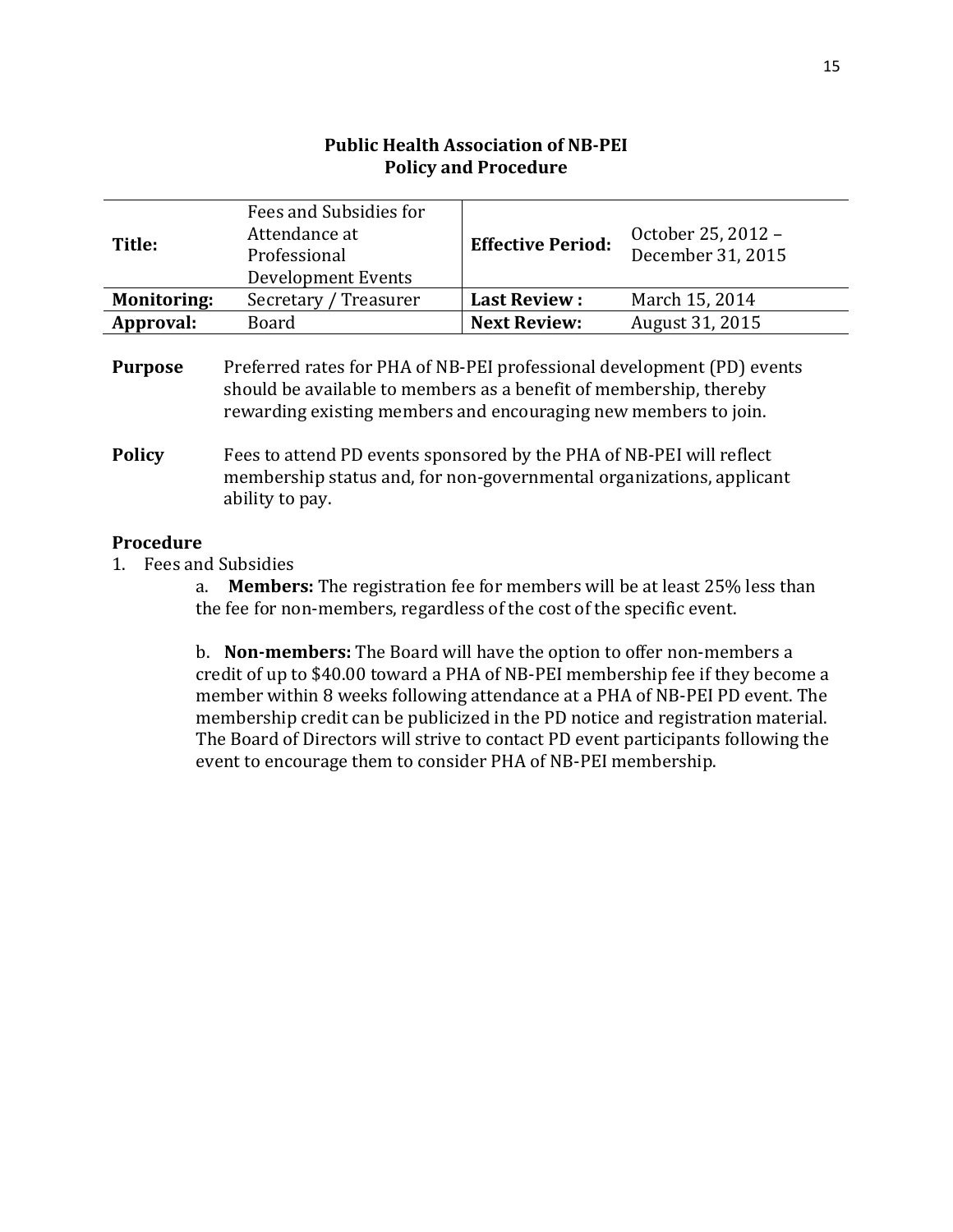# Public Health Association of NB-PEI
## Policy and Procedure

| **Title:** | Fees and Subsidies for Attendance at Professional Development Events | **Effective Period:** | October 25, 2012 – December 31, 2015 |
|---|---|---|---|
| **Monitoring:** | Secretary / Treasurer | **Last Review :** | March 15, 2014 |
| **Approval:** | Board | **Next Review:** | August 31, 2015 |

**Purpose** Preferred rates for PHA of NB-PEI professional development (PD) events should be available to members as a benefit of membership, thereby rewarding existing members and encouraging new members to join.

**Policy** Fees to attend PD events sponsored by the PHA of NB-PEI will reflect membership status and, for non-governmental organizations, applicant ability to pay.

**Procedure**

1. Fees and Subsidies

   a. **Members:** The registration fee for members will be at least 25% less than the fee for non-members, regardless of the cost of the specific event.

   b. **Non-members:** The Board will have the option to offer non-members a credit of up to $40.00 toward a PHA of NB-PEI membership fee if they become a member within 8 weeks following attendance at a PHA of NB-PEI PD event. The membership credit can be publicized in the PD notice and registration material. The Board of Directors will strive to contact PD event participants following the event to encourage them to consider PHA of NB-PEI membership.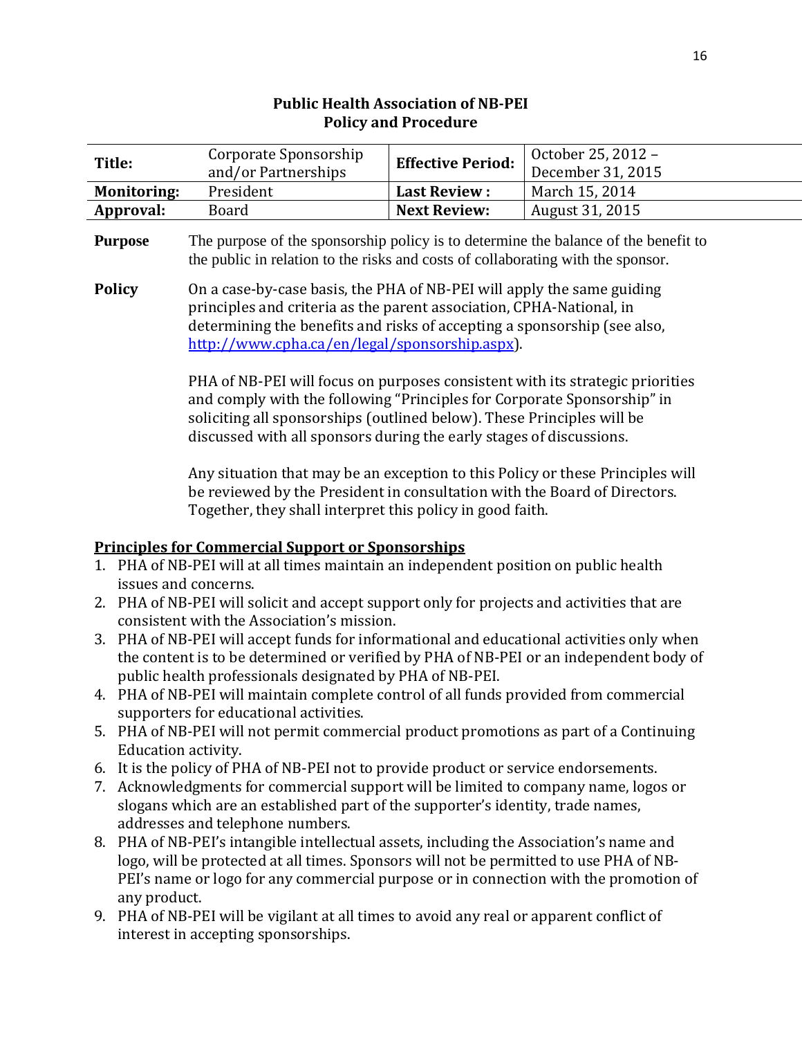**Public Health Association of NB-PEI**
**Policy and Procedure**

| **Title:** | Corporate Sponsorship and/or Partnerships | **Effective Period:** | October 25, 2012 – December 31, 2015 |
|---|---|---|---|
| **Monitoring:** | President | **Last Review :** | March 15, 2014 |
| **Approval:** | Board | **Next Review:** | August 31, 2015 |

**Purpose**

The purpose of the sponsorship policy is to determine the balance of the benefit to the public in relation to the risks and costs of collaborating with the sponsor.

**Policy**

On a case-by-case basis, the PHA of NB-PEI will apply the same guiding principles and criteria as the parent association, CPHA-National, in determining the benefits and risks of accepting a sponsorship (see also, http://www.cpha.ca/en/legal/sponsorship.aspx).

PHA of NB-PEI will focus on purposes consistent with its strategic priorities and comply with the following "Principles for Corporate Sponsorship" in soliciting all sponsorships (outlined below). These Principles will be discussed with all sponsors during the early stages of discussions.

Any situation that may be an exception to this Policy or these Principles will be reviewed by the President in consultation with the Board of Directors. Together, they shall interpret this policy in good faith.

**Principles for Commercial Support or Sponsorships**

1. PHA of NB-PEI will at all times maintain an independent position on public health issues and concerns.
2. PHA of NB-PEI will solicit and accept support only for projects and activities that are consistent with the Association's mission.
3. PHA of NB-PEI will accept funds for informational and educational activities only when the content is to be determined or verified by PHA of NB-PEI or an independent body of public health professionals designated by PHA of NB-PEI.
4. PHA of NB-PEI will maintain complete control of all funds provided from commercial supporters for educational activities.
5. PHA of NB-PEI will not permit commercial product promotions as part of a Continuing Education activity.
6. It is the policy of PHA of NB-PEI not to provide product or service endorsements.
7. Acknowledgments for commercial support will be limited to company name, logos or slogans which are an established part of the supporter's identity, trade names, addresses and telephone numbers.
8. PHA of NB-PEI's intangible intellectual assets, including the Association's name and logo, will be protected at all times. Sponsors will not be permitted to use PHA of NB-PEI's name or logo for any commercial purpose or in connection with the promotion of any product.
9. PHA of NB-PEI will be vigilant at all times to avoid any real or apparent conflict of interest in accepting sponsorships.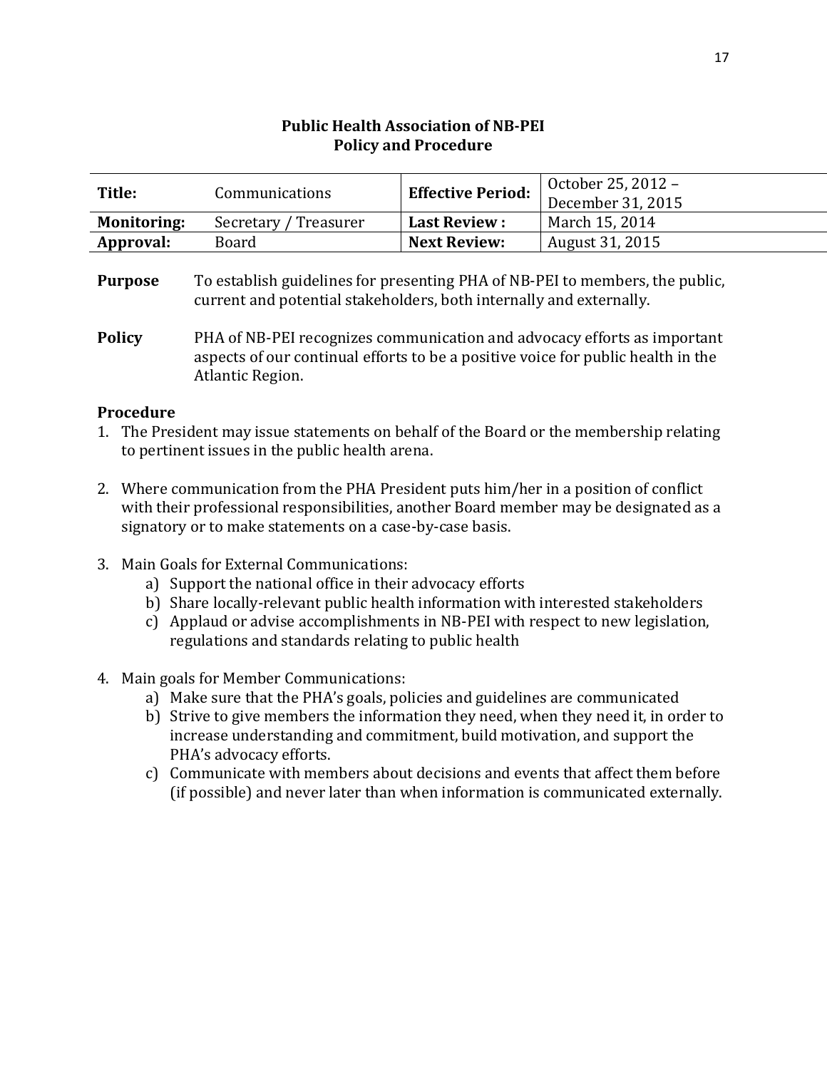**Public Health Association of NB-PEI**
**Policy and Procedure**

| | | | |
|---|---|---|---|
| **Title:** | Communications | **Effective Period:** | October 25, 2012 – December 31, 2015 |
| **Monitoring:** | Secretary / Treasurer | **Last Review :** | March 15, 2014 |
| **Approval:** | Board | **Next Review:** | August 31, 2015 |

**Purpose** To establish guidelines for presenting PHA of NB-PEI to members, the public, current and potential stakeholders, both internally and externally.

**Policy** PHA of NB-PEI recognizes communication and advocacy efforts as important aspects of our continual efforts to be a positive voice for public health in the Atlantic Region.

**Procedure**

1. The President may issue statements on behalf of the Board or the membership relating to pertinent issues in the public health arena.

2. Where communication from the PHA President puts him/her in a position of conflict with their professional responsibilities, another Board member may be designated as a signatory or to make statements on a case-by-case basis.

3. Main Goals for External Communications:
   a) Support the national office in their advocacy efforts
   b) Share locally-relevant public health information with interested stakeholders
   c) Applaud or advise accomplishments in NB-PEI with respect to new legislation, regulations and standards relating to public health

4. Main goals for Member Communications:
   a) Make sure that the PHA's goals, policies and guidelines are communicated
   b) Strive to give members the information they need, when they need it, in order to increase understanding and commitment, build motivation, and support the PHA's advocacy efforts.
   c) Communicate with members about decisions and events that affect them before (if possible) and never later than when information is communicated externally.